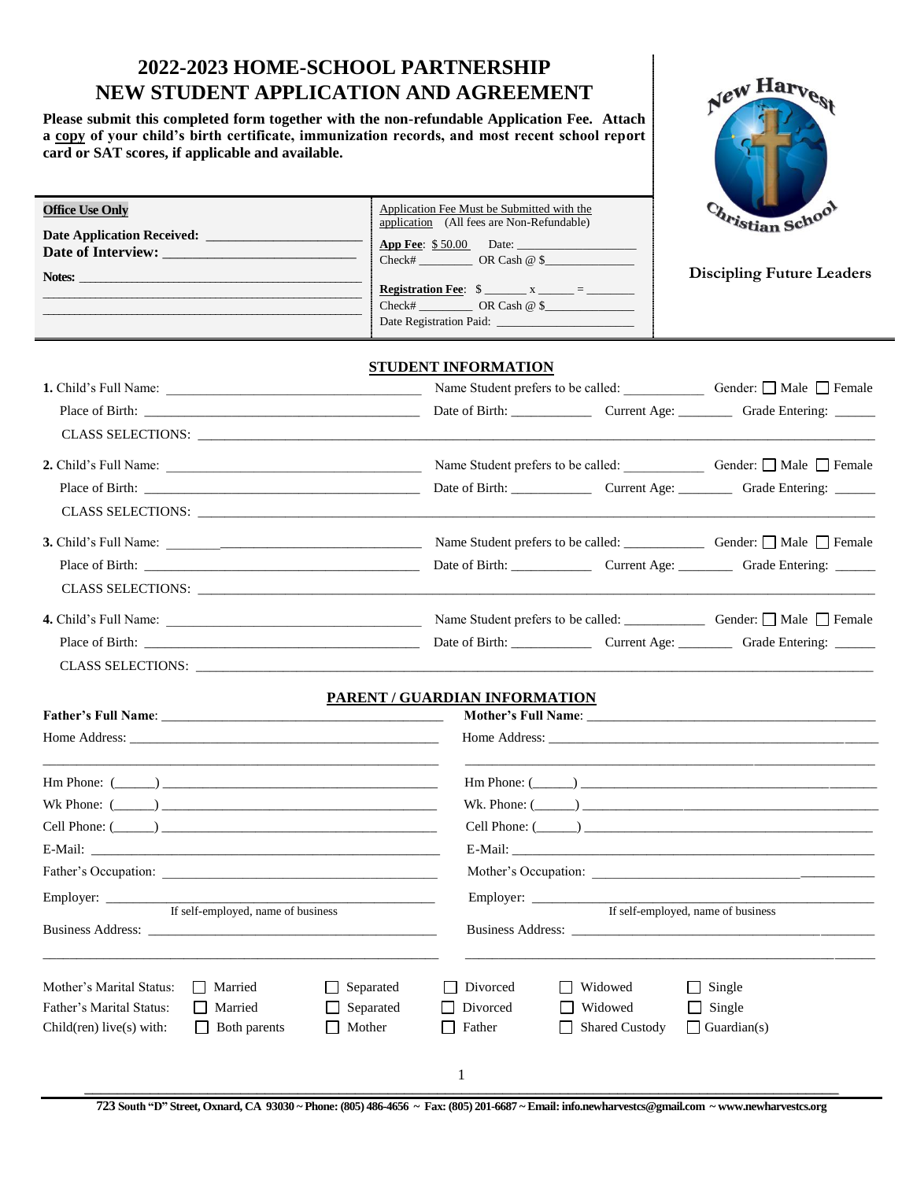# 2022-2023 HOME-SCHOOL PARTNERSHIP NEW STUDENT APPLICATION AND AGREEMENT

**Please submit this completed form together with the non-refundable Application Fee. Attach a copy of your child's birth certificate, immunization records, and most recent school report card or SAT scores, if applicable and available.**

New Harvest Christian School

**Discipling Future Leaders**

| **Office Use Only** | Application Fee Must be Submitted with the application (All fees are Non-Refundable) |
|---|---|
| **Date Application Received:** ______________ | **App Fee**: $ 50.00 Date: ______________ |
| **Date of Interview:** ______________ | Check# ________ OR Cash @ $______________ |
| **Notes:** ______________ | **Registration Fee**: $ _______ x ______ = ________ |
| | Check# ________ OR Cash @ $______________ |
| | Date Registration Paid: ______________ |

## STUDENT INFORMATION

**1.** Child's Full Name: ______________ Name Student prefers to be called: ___________ Gender: ☐ Male ☐ Female

Place of Birth: ______________ Date of Birth: ___________ Current Age: ________ Grade Entering: ______

CLASS SELECTIONS: ______________

**2.** Child's Full Name: ______________ Name Student prefers to be called: ___________ Gender: ☐ Male ☐ Female

Place of Birth: ______________ Date of Birth: ___________ Current Age: ________ Grade Entering: ______

CLASS SELECTIONS: ______________

**3.** Child's Full Name: ______________ Name Student prefers to be called: ___________ Gender: ☐ Male ☐ Female

Place of Birth: ______________ Date of Birth: ___________ Current Age: ________ Grade Entering: ______

CLASS SELECTIONS: ______________

**4.** Child's Full Name: ______________ Name Student prefers to be called: ___________ Gender: ☐ Male ☐ Female

Place of Birth: ______________ Date of Birth: ___________ Current Age: ________ Grade Entering: ______

CLASS SELECTIONS: ______________

## PARENT / GUARDIAN INFORMATION

| | |
|---|---|
| **Father's Full Name**: ______________ | **Mother's Full Name**: ______________ |
| Home Address: ______________ | Home Address: ______________ |
| Hm Phone: (______) ______________ | Hm Phone: (______) ______________ |
| Wk Phone: (______) ______________ | Wk. Phone: (______) ______________ |
| Cell Phone: (______) ______________ | Cell Phone: (______) ______________ |
| E-Mail: ______________ | E-Mail: ______________ |
| Father's Occupation: ______________ | Mother's Occupation: ______________ |
| Employer: ______________ (If self-employed, name of business) | Employer: ______________ (If self-employed, name of business) |
| Business Address: ______________ | Business Address: ______________ |

| | | | | | |
|---|---|---|---|---|---|
| Mother's Marital Status: | ☐ Married | ☐ Separated | ☐ Divorced | ☐ Widowed | ☐ Single |
| Father's Marital Status: | ☐ Married | ☐ Separated | ☐ Divorced | ☐ Widowed | ☐ Single |
| Child(ren) live(s) with: | ☐ Both parents | ☐ Mother | ☐ Father | ☐ Shared Custody | ☐ Guardian(s) |

723 South "D" Street, Oxnard, CA 93030 ~ Phone: (805) 486-4656 ~ Fax: (805) 201-6687 ~ Email: info.newharvestcs@gmail.com ~ www.newharvestcs.org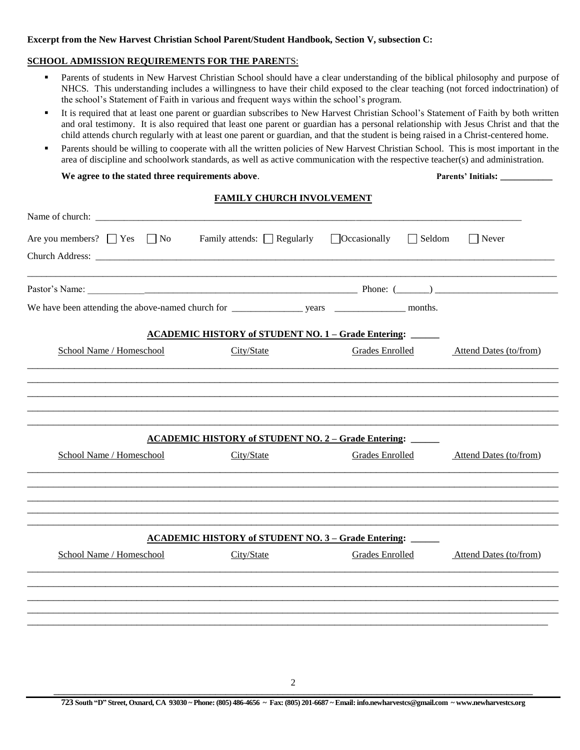**Excerpt from the New Harvest Christian School Parent/Student Handbook, Section V, subsection C:**

**SCHOOL ADMISSION REQUIREMENTS FOR THE PARENTS:**

- Parents of students in New Harvest Christian School should have a clear understanding of the biblical philosophy and purpose of NHCS. This understanding includes a willingness to have their child exposed to the clear teaching (not forced indoctrination) of the school's Statement of Faith in various and frequent ways within the school's program.
- It is required that at least one parent or guardian subscribes to New Harvest Christian School's Statement of Faith by both written and oral testimony. It is also required that least one parent or guardian has a personal relationship with Jesus Christ and that the child attends church regularly with at least one parent or guardian, and that the student is being raised in a Christ-centered home.
- Parents should be willing to cooperate with all the written policies of New Harvest Christian School. This is most important in the area of discipline and schoolwork standards, as well as active communication with the respective teacher(s) and administration.

**We agree to the stated three requirements above.** **Parents' Initials: ____________**

## FAMILY CHURCH INVOLVEMENT

Name of church: ______________________________________________________________________________

Are you members? ☐ Yes ☐ No Family attends: ☐ Regularly ☐ Occasionally ☐ Seldom ☐ Never

Church Address: ______________________________________________________________________________

______________________________________________________________________________________________

Pastor's Name: ______________________________________________ Phone: (_______) _________________________

We have been attending the above-named church for _______________ years _______________ months.

## ACADEMIC HISTORY of STUDENT NO. 1 – Grade Entering: ______

| School Name / Homeschool | City/State | Grades Enrolled | Attend Dates (to/from) |
|---|---|---|---|
| | | | |
| | | | |
| | | | |
| | | | |
| | | | |

## ACADEMIC HISTORY of STUDENT NO. 2 – Grade Entering: ______

| School Name / Homeschool | City/State | Grades Enrolled | Attend Dates (to/from) |
|---|---|---|---|
| | | | |
| | | | |
| | | | |
| | | | |
| | | | |

## ACADEMIC HISTORY of STUDENT NO. 3 – Grade Entering: ______

| School Name / Homeschool | City/State | Grades Enrolled | Attend Dates (to/from) |
|---|---|---|---|
| | | | |
| | | | |
| | | | |
| | | | |
| | | | |

**723 South "D" Street, Oxnard, CA 93030 ~ Phone: (805) 486-4656 ~ Fax: (805) 201-6687 ~ Email: info.newharvestcs@gmail.com ~ www.newharvestcs.org**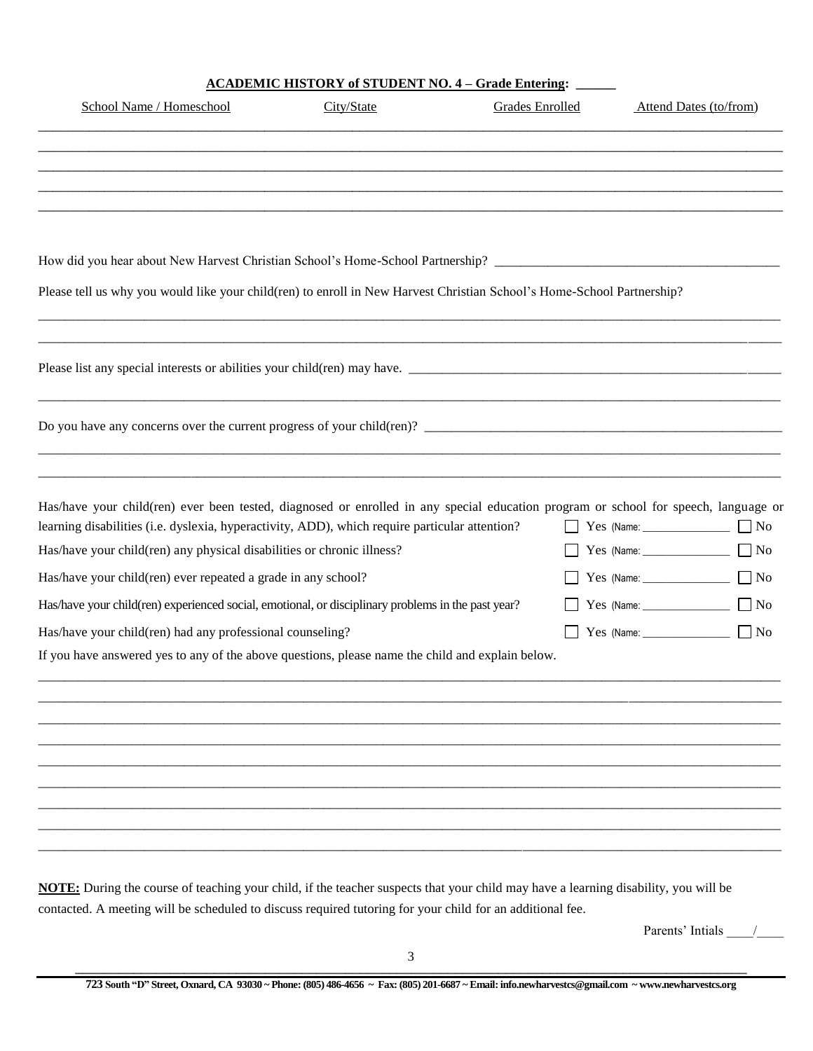**ACADEMIC HISTORY of STUDENT NO. 4 – Grade Entering: ______**

| School Name / Homeschool | City/State | Grades Enrolled | Attend Dates (to/from) |
|---|---|---|---|
| | | | |
| | | | |
| | | | |
| | | | |
| | | | |

How did you hear about New Harvest Christian School's Home-School Partnership? ___________________________

Please tell us why you would like your child(ren) to enroll in New Harvest Christian School's Home-School Partnership?

_____________________________________________________________________________

_____________________________________________________________________________

Please list any special interests or abilities your child(ren) may have. ___________________________

_____________________________________________________________________________

Do you have any concerns over the current progress of your child(ren)? ___________________________

_____________________________________________________________________________

_____________________________________________________________________________

Has/have your child(ren) ever been tested, diagnosed or enrolled in any special education program or school for speech, language or learning disabilities (i.e. dyslexia, hyperactivity, ADD), which require particular attention? ☐ Yes (Name: ______________ ☐ No

Has/have your child(ren) any physical disabilities or chronic illness? ☐ Yes (Name: ______________ ☐ No

Has/have your child(ren) ever repeated a grade in any school? ☐ Yes (Name: ______________ ☐ No

Has/have your child(ren) experienced social, emotional, or disciplinary problems in the past year? ☐ Yes (Name: ______________ ☐ No

Has/have your child(ren) had any professional counseling? ☐ Yes (Name: ______________ ☐ No

If you have answered yes to any of the above questions, please name the child and explain below.

_____________________________________________________________________________

_____________________________________________________________________________

_____________________________________________________________________________

_____________________________________________________________________________

_____________________________________________________________________________

_____________________________________________________________________________

_____________________________________________________________________________

_____________________________________________________________________________

_____________________________________________________________________________

**NOTE:** During the course of teaching your child, if the teacher suspects that your child may have a learning disability, you will be contacted. A meeting will be scheduled to discuss required tutoring for your child for an additional fee.

Parents' Intials ____/____

**723 South "D" Street, Oxnard, CA 93030 ~ Phone: (805) 486-4656 ~ Fax: (805) 201-6687 ~ Email: info.newharvestcs@gmail.com ~ www.newharvestcs.org**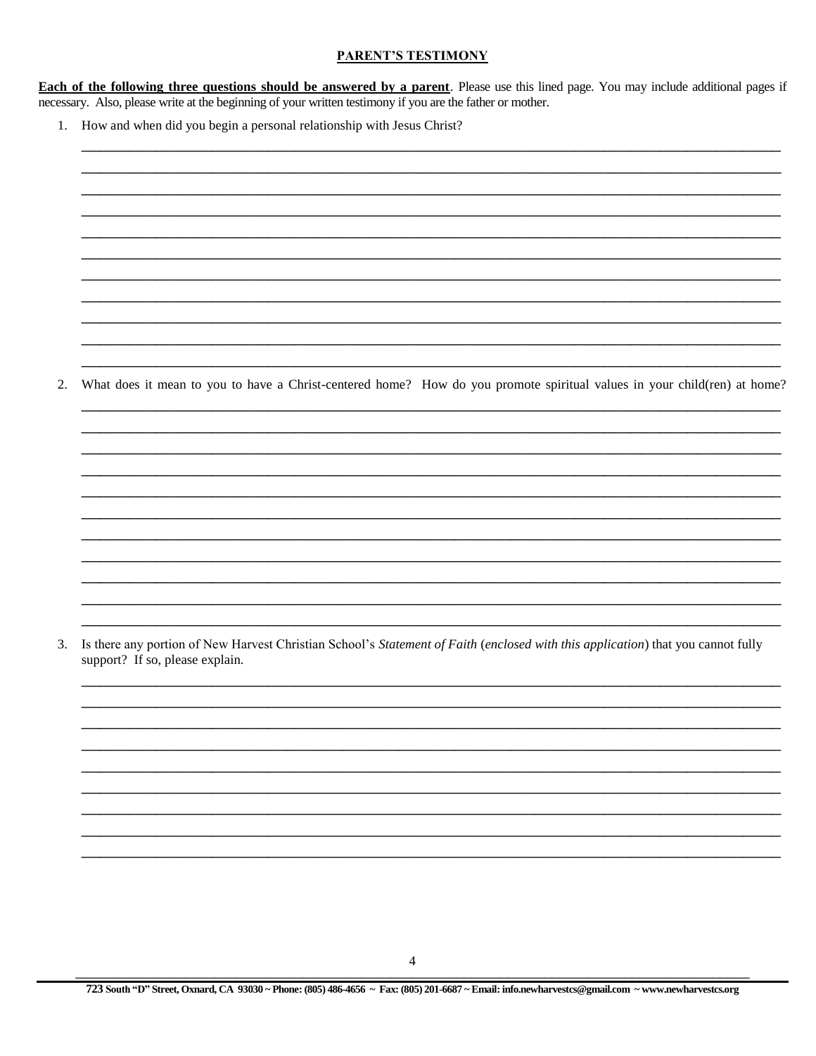## PARENT'S TESTIMONY

**Each of the following three questions should be answered by a parent**. Please use this lined page. You may include additional pages if necessary. Also, please write at the beginning of your written testimony if you are the father or mother.

1. How and when did you begin a personal relationship with Jesus Christ?

_______________________________________________________________________________________________

_______________________________________________________________________________________________

_______________________________________________________________________________________________

_______________________________________________________________________________________________

_______________________________________________________________________________________________

_______________________________________________________________________________________________

_______________________________________________________________________________________________

_______________________________________________________________________________________________

_______________________________________________________________________________________________

_______________________________________________________________________________________________

_______________________________________________________________________________________________

2. What does it mean to you to have a Christ-centered home? How do you promote spiritual values in your child(ren) at home?

_______________________________________________________________________________________________

_______________________________________________________________________________________________

_______________________________________________________________________________________________

_______________________________________________________________________________________________

_______________________________________________________________________________________________

_______________________________________________________________________________________________

_______________________________________________________________________________________________

_______________________________________________________________________________________________

_______________________________________________________________________________________________

_______________________________________________________________________________________________

_______________________________________________________________________________________________

3. Is there any portion of New Harvest Christian School's *Statement of Faith* (*enclosed with this application*) that you cannot fully support? If so, please explain.

_______________________________________________________________________________________________

_______________________________________________________________________________________________

_______________________________________________________________________________________________

_______________________________________________________________________________________________

_______________________________________________________________________________________________

_______________________________________________________________________________________________

_______________________________________________________________________________________________

_______________________________________________________________________________________________

_______________________________________________________________________________________________

**723 South "D" Street, Oxnard, CA 93030 ~ Phone: (805) 486-4656 ~ Fax: (805) 201-6687 ~ Email: info.newharvestcs@gmail.com ~ www.newharvestcs.org**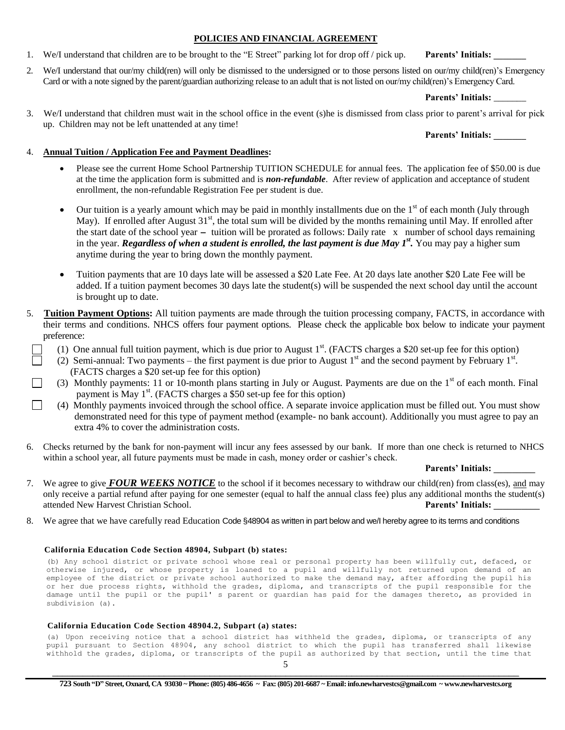## POLICIES AND FINANCIAL AGREEMENT

1. We/I understand that children are to be brought to the "E Street" parking lot for drop off / pick up. **Parents' Initials: _______**

2. We/I understand that our/my child(ren) will only be dismissed to the undersigned or to those persons listed on our/my child(ren)'s Emergency Card or with a note signed by the parent/guardian authorizing release to an adult that is not listed on our/my child(ren)'s Emergency Card.

   **Parents' Initials: _______**

3. We/I understand that children must wait in the school office in the event (s)he is dismissed from class prior to parent's arrival for pick up. Children may not be left unattended at any time!

   **Parents' Initials: _______**

4. **Annual Tuition / Application Fee and Payment Deadlines:**

   - Please see the current Home School Partnership TUITION SCHEDULE for annual fees. The application fee of $50.00 is due at the time the application form is submitted and is ***non-refundable***. After review of application and acceptance of student enrollment, the non-refundable Registration Fee per student is due.
   - Our tuition is a yearly amount which may be paid in monthly installments due on the 1st of each month (July through May). If enrolled after August 31st, the total sum will be divided by the months remaining until May. If enrolled after the start date of the school year – tuition will be prorated as follows: Daily rate x number of school days remaining in the year. ***Regardless of when a student is enrolled, the last payment is due May 1st.*** You may pay a higher sum anytime during the year to bring down the monthly payment.
   - Tuition payments that are 10 days late will be assessed a $20 Late Fee. At 20 days late another $20 Late Fee will be added. If a tuition payment becomes 30 days late the student(s) will be suspended the next school day until the account is brought up to date.

5. **Tuition Payment Options:** All tuition payments are made through the tuition processing company, FACTS, in accordance with their terms and conditions. NHCS offers four payment options. Please check the applicable box below to indicate your payment preference:

   ☐ (1) One annual full tuition payment, which is due prior to August 1st. (FACTS charges a $20 set-up fee for this option)
   
   ☐ (2) Semi-annual: Two payments – the first payment is due prior to August 1st and the second payment by February 1st. (FACTS charges a $20 set-up fee for this option)
   
   ☐ (3) Monthly payments: 11 or 10-month plans starting in July or August. Payments are due on the 1st of each month. Final payment is May 1st. (FACTS charges a $50 set-up fee for this option)
   
   ☐ (4) Monthly payments invoiced through the school office. A separate invoice application must be filled out. You must show demonstrated need for this type of payment method (example- no bank account). Additionally you must agree to pay an extra 4% to cover the administration costs.

6. Checks returned by the bank for non-payment will incur any fees assessed by our bank. If more than one check is returned to NHCS within a school year, all future payments must be made in cash, money order or cashier's check.

   **Parents' Initials: _________**

7. We agree to give ***FOUR WEEKS NOTICE*** to the school if it becomes necessary to withdraw our child(ren) from class(es), and may only receive a partial refund after paying for one semester (equal to half the annual class fee) plus any additional months the student(s) attended New Harvest Christian School. **Parents' Initials: __________**

8. We agree that we have carefully read Education Code §48904 as written in part below and we/I hereby agree to its terms and conditions

**California Education Code Section 48904, Subpart (b) states:**

(b) Any school district or private school whose real or personal property has been willfully cut, defaced, or otherwise injured, or whose property is loaned to a pupil and willfully not returned upon demand of an employee of the district or private school authorized to make the demand may, after affording the pupil his or her due process rights, withhold the grades, diploma, and transcripts of the pupil responsible for the damage until the pupil or the pupil' s parent or guardian has paid for the damages thereto, as provided in subdivision (a).

**California Education Code Section 48904.2, Subpart (a) states:**

(a) Upon receiving notice that a school district has withheld the grades, diploma, or transcripts of any pupil pursuant to Section 48904, any school district to which the pupil has transferred shall likewise withhold the grades, diploma, or transcripts of the pupil as authorized by that section, until the time that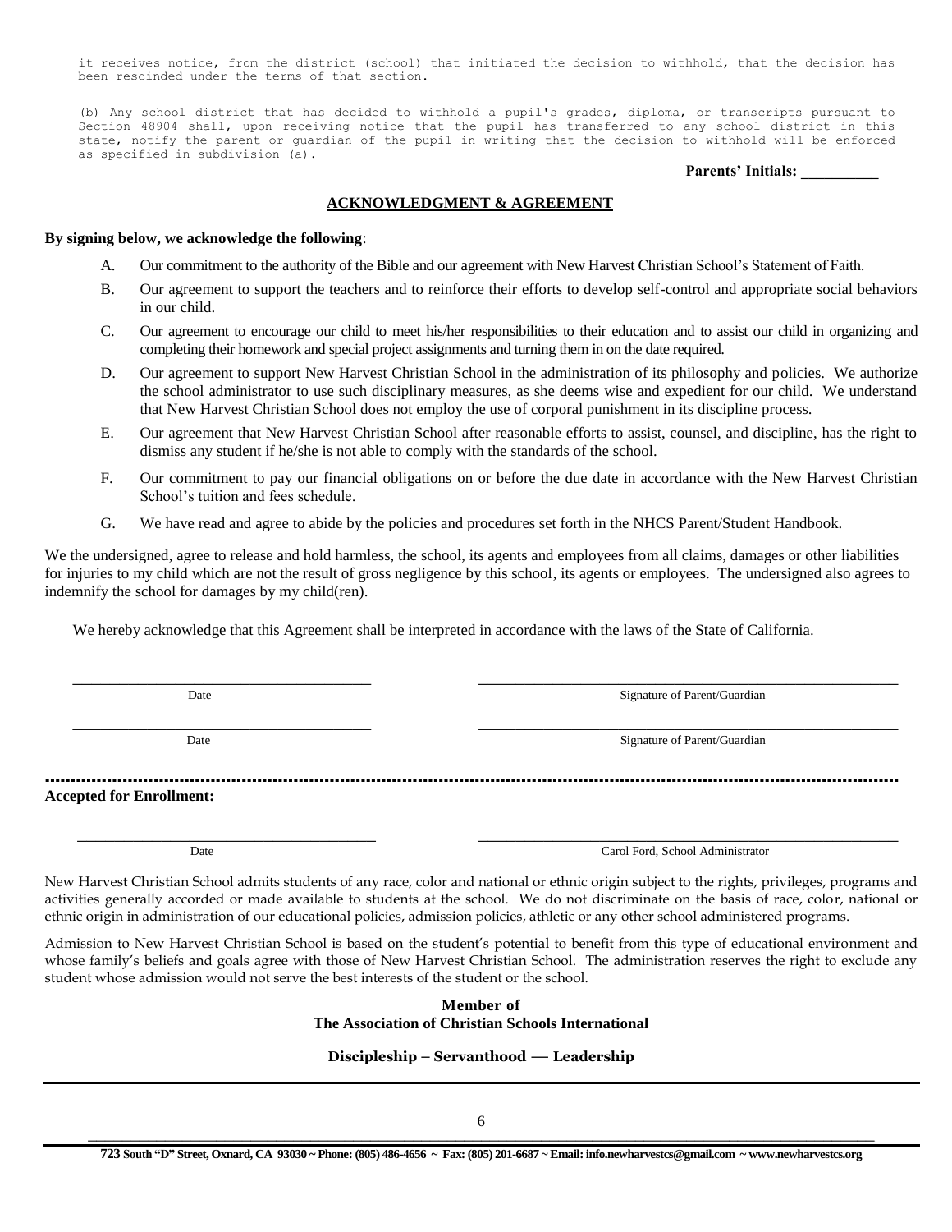it receives notice, from the district (school) that initiated the decision to withhold, that the decision has been rescinded under the terms of that section.

(b) Any school district that has decided to withhold a pupil's grades, diploma, or transcripts pursuant to Section 48904 shall, upon receiving notice that the pupil has transferred to any school district in this state, notify the parent or guardian of the pupil in writing that the decision to withhold will be enforced as specified in subdivision (a).

**Parents' Initials: __________**

## ACKNOWLEDGMENT & AGREEMENT

**By signing below, we acknowledge the following**:

A. Our commitment to the authority of the Bible and our agreement with New Harvest Christian School's Statement of Faith.

B. Our agreement to support the teachers and to reinforce their efforts to develop self-control and appropriate social behaviors in our child.

C. Our agreement to encourage our child to meet his/her responsibilities to their education and to assist our child in organizing and completing their homework and special project assignments and turning them in on the date required.

D. Our agreement to support New Harvest Christian School in the administration of its philosophy and policies. We authorize the school administrator to use such disciplinary measures, as she deems wise and expedient for our child. We understand that New Harvest Christian School does not employ the use of corporal punishment in its discipline process.

E. Our agreement that New Harvest Christian School after reasonable efforts to assist, counsel, and discipline, has the right to dismiss any student if he/she is not able to comply with the standards of the school.

F. Our commitment to pay our financial obligations on or before the due date in accordance with the New Harvest Christian School's tuition and fees schedule.

G. We have read and agree to abide by the policies and procedures set forth in the NHCS Parent/Student Handbook.

We the undersigned, agree to release and hold harmless, the school, its agents and employees from all claims, damages or other liabilities for injuries to my child which are not the result of gross negligence by this school, its agents or employees. The undersigned also agrees to indemnify the school for damages by my child(ren).

We hereby acknowledge that this Agreement shall be interpreted in accordance with the laws of the State of California.

______________________________ Date　　　______________________________ Signature of Parent/Guardian

______________________________ Date　　　______________________________ Signature of Parent/Guardian

**Accepted for Enrollment:**

______________________________ Date　　　______________________________ Carol Ford, School Administrator

New Harvest Christian School admits students of any race, color and national or ethnic origin subject to the rights, privileges, programs and activities generally accorded or made available to students at the school. We do not discriminate on the basis of race, color, national or ethnic origin in administration of our educational policies, admission policies, athletic or any other school administered programs.

Admission to New Harvest Christian School is based on the student's potential to benefit from this type of educational environment and whose family's beliefs and goals agree with those of New Harvest Christian School. The administration reserves the right to exclude any student whose admission would not serve the best interests of the student or the school.

**Member of**
**The Association of Christian Schools International**

**Discipleship – Servanthood — Leadership**

**723 South "D" Street, Oxnard, CA 93030 ~ Phone: (805) 486-4656 ~ Fax: (805) 201-6687 ~ Email: info.newharvestcs@gmail.com ~ www.newharvestcs.org**